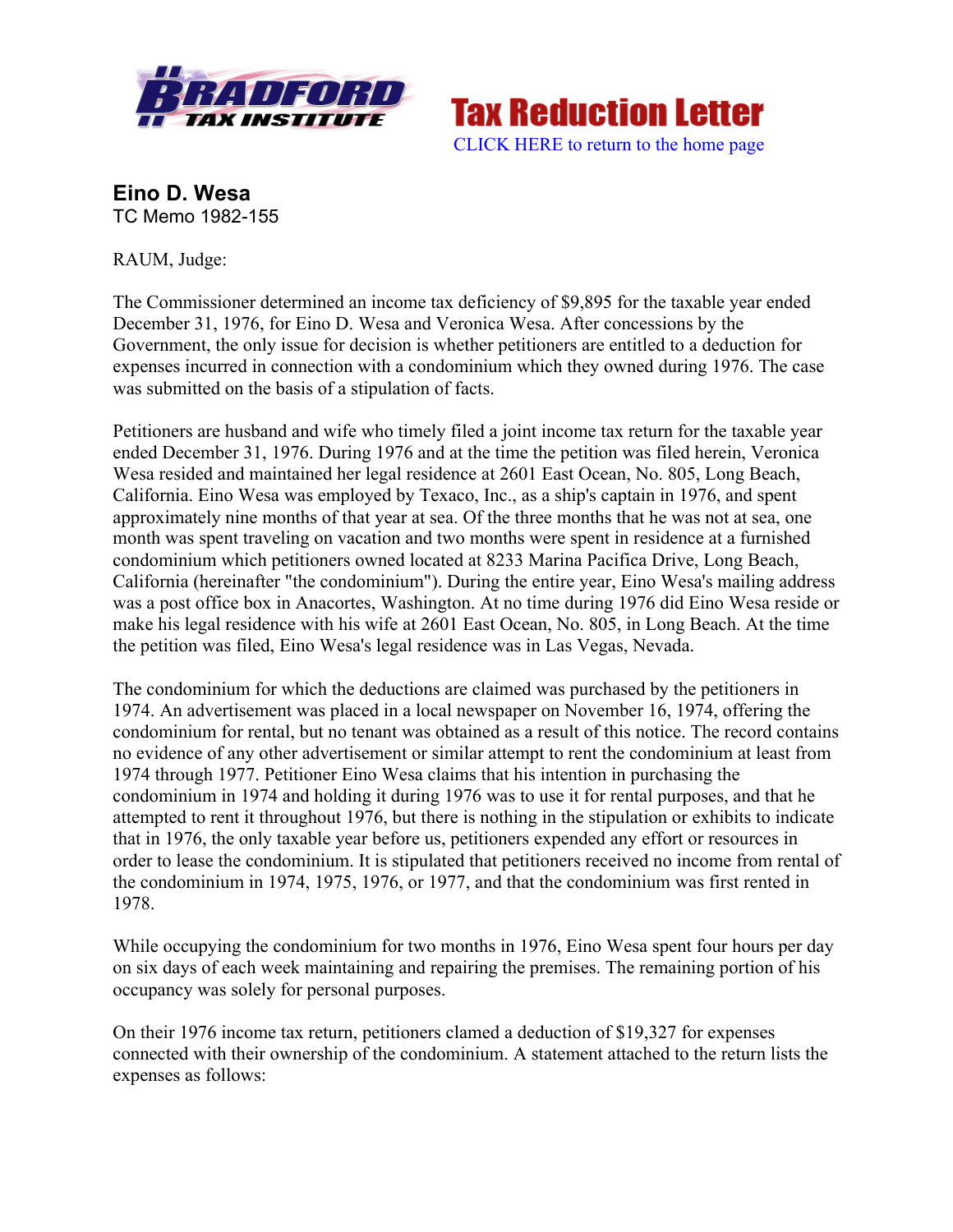Bradford Tax Institute

# Tax Reduction Letter

CLICK HERE to return to the home page

**Eino D. Wesa**
TC Memo 1982-155

RAUM, Judge:

The Commissioner determined an income tax deficiency of $9,895 for the taxable year ended December 31, 1976, for Eino D. Wesa and Veronica Wesa. After concessions by the Government, the only issue for decision is whether petitioners are entitled to a deduction for expenses incurred in connection with a condominium which they owned during 1976. The case was submitted on the basis of a stipulation of facts.

Petitioners are husband and wife who timely filed a joint income tax return for the taxable year ended December 31, 1976. During 1976 and at the time the petition was filed herein, Veronica Wesa resided and maintained her legal residence at 2601 East Ocean, No. 805, Long Beach, California. Eino Wesa was employed by Texaco, Inc., as a ship's captain in 1976, and spent approximately nine months of that year at sea. Of the three months that he was not at sea, one month was spent traveling on vacation and two months were spent in residence at a furnished condominium which petitioners owned located at 8233 Marina Pacifica Drive, Long Beach, California (hereinafter "the condominium"). During the entire year, Eino Wesa's mailing address was a post office box in Anacortes, Washington. At no time during 1976 did Eino Wesa reside or make his legal residence with his wife at 2601 East Ocean, No. 805, in Long Beach. At the time the petition was filed, Eino Wesa's legal residence was in Las Vegas, Nevada.

The condominium for which the deductions are claimed was purchased by the petitioners in 1974. An advertisement was placed in a local newspaper on November 16, 1974, offering the condominium for rental, but no tenant was obtained as a result of this notice. The record contains no evidence of any other advertisement or similar attempt to rent the condominium at least from 1974 through 1977. Petitioner Eino Wesa claims that his intention in purchasing the condominium in 1974 and holding it during 1976 was to use it for rental purposes, and that he attempted to rent it throughout 1976, but there is nothing in the stipulation or exhibits to indicate that in 1976, the only taxable year before us, petitioners expended any effort or resources in order to lease the condominium. It is stipulated that petitioners received no income from rental of the condominium in 1974, 1975, 1976, or 1977, and that the condominium was first rented in 1978.

While occupying the condominium for two months in 1976, Eino Wesa spent four hours per day on six days of each week maintaining and repairing the premises. The remaining portion of his occupancy was solely for personal purposes.

On their 1976 income tax return, petitioners clamed a deduction of $19,327 for expenses connected with their ownership of the condominium. A statement attached to the return lists the expenses as follows: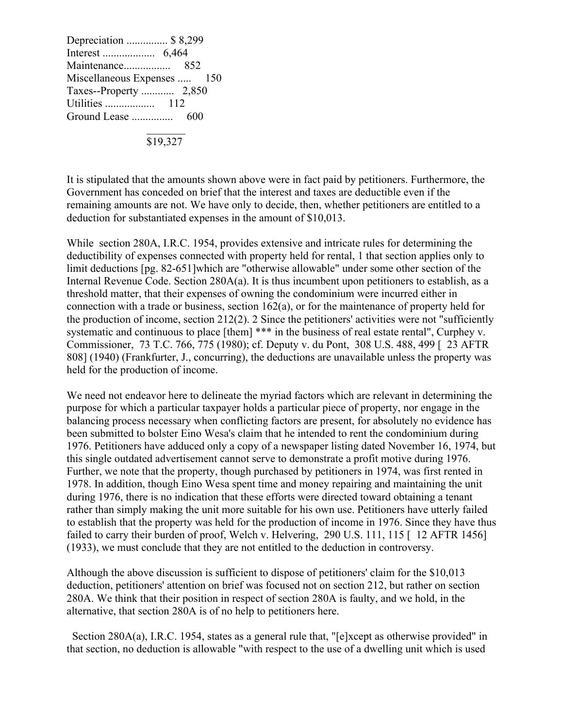| | |
|---|---|
| Depreciation | $ 8,299 |
| Interest | 6,464 |
| Maintenance | 852 |
| Miscellaneous Expenses | 150 |
| Taxes--Property | 2,850 |
| Utilities | 112 |
| Ground Lease | 600 |
| | $19,327 |

It is stipulated that the amounts shown above were in fact paid by petitioners. Furthermore, the Government has conceded on brief that the interest and taxes are deductible even if the remaining amounts are not. We have only to decide, then, whether petitioners are entitled to a deduction for substantiated expenses in the amount of $10,013.

While section 280A, I.R.C. 1954, provides extensive and intricate rules for determining the deductibility of expenses connected with property held for rental, 1 that section applies only to limit deductions [pg. 82-651]which are "otherwise allowable" under some other section of the Internal Revenue Code. Section 280A(a). It is thus incumbent upon petitioners to establish, as a threshold matter, that their expenses of owning the condominium were incurred either in connection with a trade or business, section 162(a), or for the maintenance of property held for the production of income, section 212(2). 2 Since the petitioners' activities were not "sufficiently systematic and continuous to place [them] *** in the business of real estate rental", Curphey v. Commissioner, 73 T.C. 766, 775 (1980); cf. Deputy v. du Pont, 308 U.S. 488, 499 [ 23 AFTR 808] (1940) (Frankfurter, J., concurring), the deductions are unavailable unless the property was held for the production of income.

We need not endeavor here to delineate the myriad factors which are relevant in determining the purpose for which a particular taxpayer holds a particular piece of property, nor engage in the balancing process necessary when conflicting factors are present, for absolutely no evidence has been submitted to bolster Eino Wesa's claim that he intended to rent the condominium during 1976. Petitioners have adduced only a copy of a newspaper listing dated November 16, 1974, but this single outdated advertisement cannot serve to demonstrate a profit motive during 1976. Further, we note that the property, though purchased by petitioners in 1974, was first rented in 1978. In addition, though Eino Wesa spent time and money repairing and maintaining the unit during 1976, there is no indication that these efforts were directed toward obtaining a tenant rather than simply making the unit more suitable for his own use. Petitioners have utterly failed to establish that the property was held for the production of income in 1976. Since they have thus failed to carry their burden of proof, Welch v. Helvering, 290 U.S. 111, 115 [ 12 AFTR 1456] (1933), we must conclude that they are not entitled to the deduction in controversy.

Although the above discussion is sufficient to dispose of petitioners' claim for the $10,013 deduction, petitioners' attention on brief was focused not on section 212, but rather on section 280A. We think that their position in respect of section 280A is faulty, and we hold, in the alternative, that section 280A is of no help to petitioners here.

Section 280A(a), I.R.C. 1954, states as a general rule that, "[e]xcept as otherwise provided" in that section, no deduction is allowable "with respect to the use of a dwelling unit which is used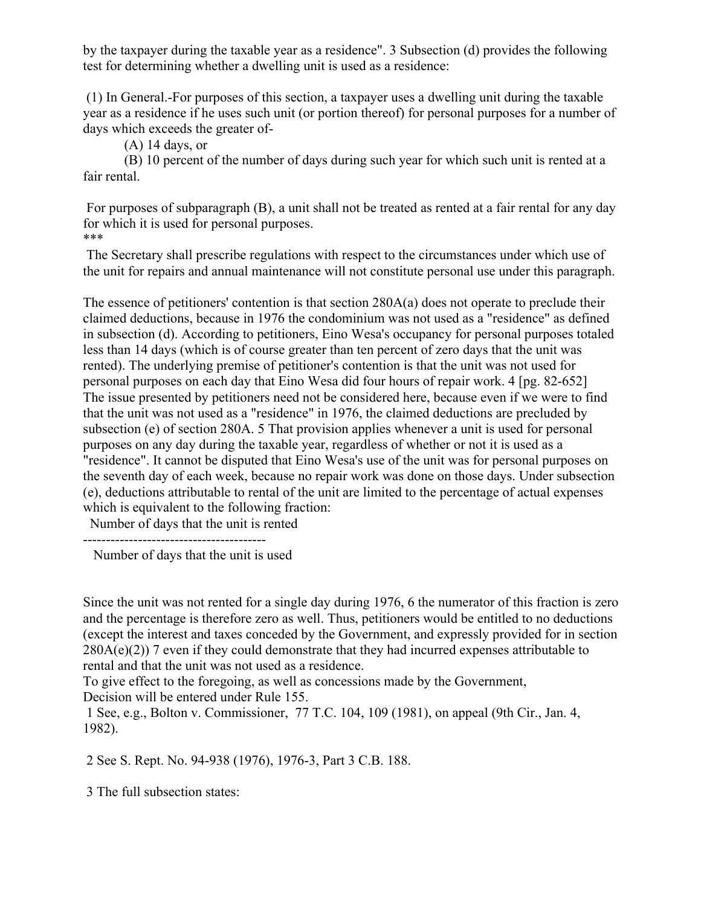by the taxpayer during the taxable year as a residence". 3 Subsection (d) provides the following test for determining whether a dwelling unit is used as a residence:

(1) In General.-For purposes of this section, a taxpayer uses a dwelling unit during the taxable year as a residence if he uses such unit (or portion thereof) for personal purposes for a number of days which exceeds the greater of-

(A) 14 days, or

(B) 10 percent of the number of days during such year for which such unit is rented at a fair rental.

For purposes of subparagraph (B), a unit shall not be treated as rented at a fair rental for any day for which it is used for personal purposes.

***

The Secretary shall prescribe regulations with respect to the circumstances under which use of the unit for repairs and annual maintenance will not constitute personal use under this paragraph.

The essence of petitioners' contention is that section 280A(a) does not operate to preclude their claimed deductions, because in 1976 the condominium was not used as a "residence" as defined in subsection (d). According to petitioners, Eino Wesa's occupancy for personal purposes totaled less than 14 days (which is of course greater than ten percent of zero days that the unit was rented). The underlying premise of petitioner's contention is that the unit was not used for personal purposes on each day that Eino Wesa did four hours of repair work. 4 [pg. 82-652] The issue presented by petitioners need not be considered here, because even if we were to find that the unit was not used as a "residence" in 1976, the claimed deductions are precluded by subsection (e) of section 280A. 5 That provision applies whenever a unit is used for personal purposes on any day during the taxable year, regardless of whether or not it is used as a "residence". It cannot be disputed that Eino Wesa's use of the unit was for personal purposes on the seventh day of each week, because no repair work was done on those days. Under subsection (e), deductions attributable to rental of the unit are limited to the percentage of actual expenses which is equivalent to the following fraction:

$$\frac{\text{Number of days that the unit is rented}}{\text{Number of days that the unit is used}}$$

Since the unit was not rented for a single day during 1976, 6 the numerator of this fraction is zero and the percentage is therefore zero as well. Thus, petitioners would be entitled to no deductions (except the interest and taxes conceded by the Government, and expressly provided for in section 280A(e)(2)) 7 even if they could demonstrate that they had incurred expenses attributable to rental and that the unit was not used as a residence.

To give effect to the foregoing, as well as concessions made by the Government,

Decision will be entered under Rule 155.

1 See, e.g., Bolton v. Commissioner, 77 T.C. 104, 109 (1981), on appeal (9th Cir., Jan. 4, 1982).

2 See S. Rept. No. 94-938 (1976), 1976-3, Part 3 C.B. 188.

3 The full subsection states: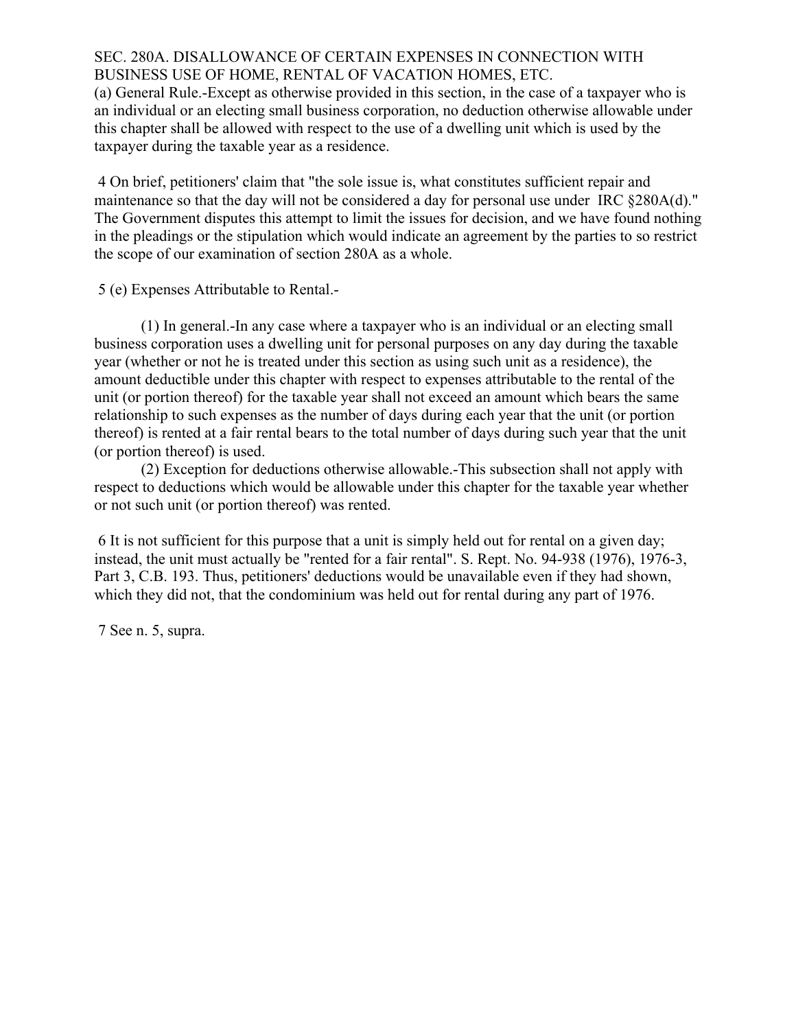SEC. 280A. DISALLOWANCE OF CERTAIN EXPENSES IN CONNECTION WITH BUSINESS USE OF HOME, RENTAL OF VACATION HOMES, ETC.

(a) General Rule.-Except as otherwise provided in this section, in the case of a taxpayer who is an individual or an electing small business corporation, no deduction otherwise allowable under this chapter shall be allowed with respect to the use of a dwelling unit which is used by the taxpayer during the taxable year as a residence.

4 On brief, petitioners' claim that "the sole issue is, what constitutes sufficient repair and maintenance so that the day will not be considered a day for personal use under IRC §280A(d)." The Government disputes this attempt to limit the issues for decision, and we have found nothing in the pleadings or the stipulation which would indicate an agreement by the parties to so restrict the scope of our examination of section 280A as a whole.

5 (e) Expenses Attributable to Rental.-

(1) In general.-In any case where a taxpayer who is an individual or an electing small business corporation uses a dwelling unit for personal purposes on any day during the taxable year (whether or not he is treated under this section as using such unit as a residence), the amount deductible under this chapter with respect to expenses attributable to the rental of the unit (or portion thereof) for the taxable year shall not exceed an amount which bears the same relationship to such expenses as the number of days during each year that the unit (or portion thereof) is rented at a fair rental bears to the total number of days during such year that the unit (or portion thereof) is used.

(2) Exception for deductions otherwise allowable.-This subsection shall not apply with respect to deductions which would be allowable under this chapter for the taxable year whether or not such unit (or portion thereof) was rented.

6 It is not sufficient for this purpose that a unit is simply held out for rental on a given day; instead, the unit must actually be "rented for a fair rental". S. Rept. No. 94-938 (1976), 1976-3, Part 3, C.B. 193. Thus, petitioners' deductions would be unavailable even if they had shown, which they did not, that the condominium was held out for rental during any part of 1976.

7 See n. 5, supra.